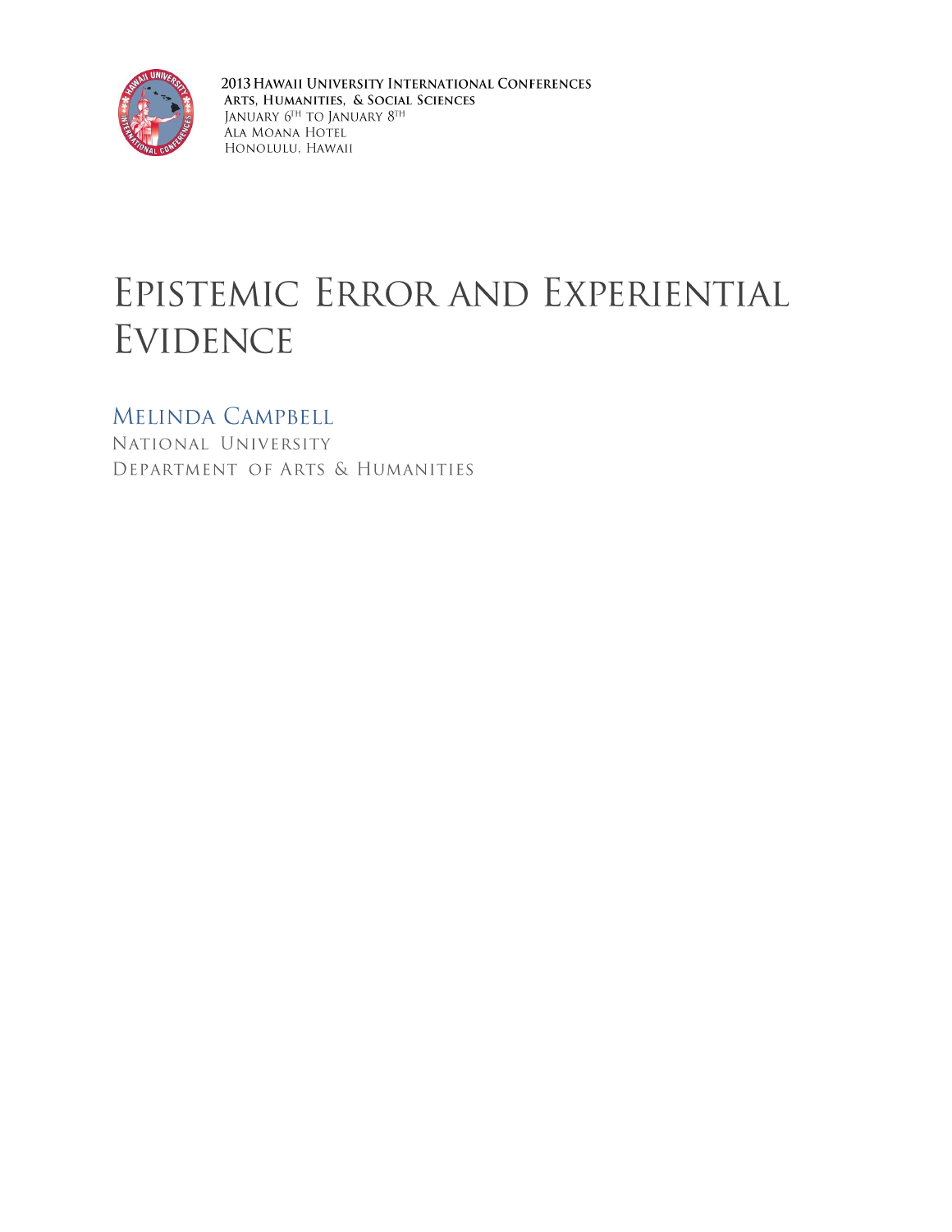2013 Hawaii University International Conferences
Arts, Humanities, & Social Sciences
January 6th to January 8th
Ala Moana Hotel
Honolulu, Hawaii

# Epistemic Error and Experiential Evidence

**Melinda Campbell**
National University
Department of Arts & Humanities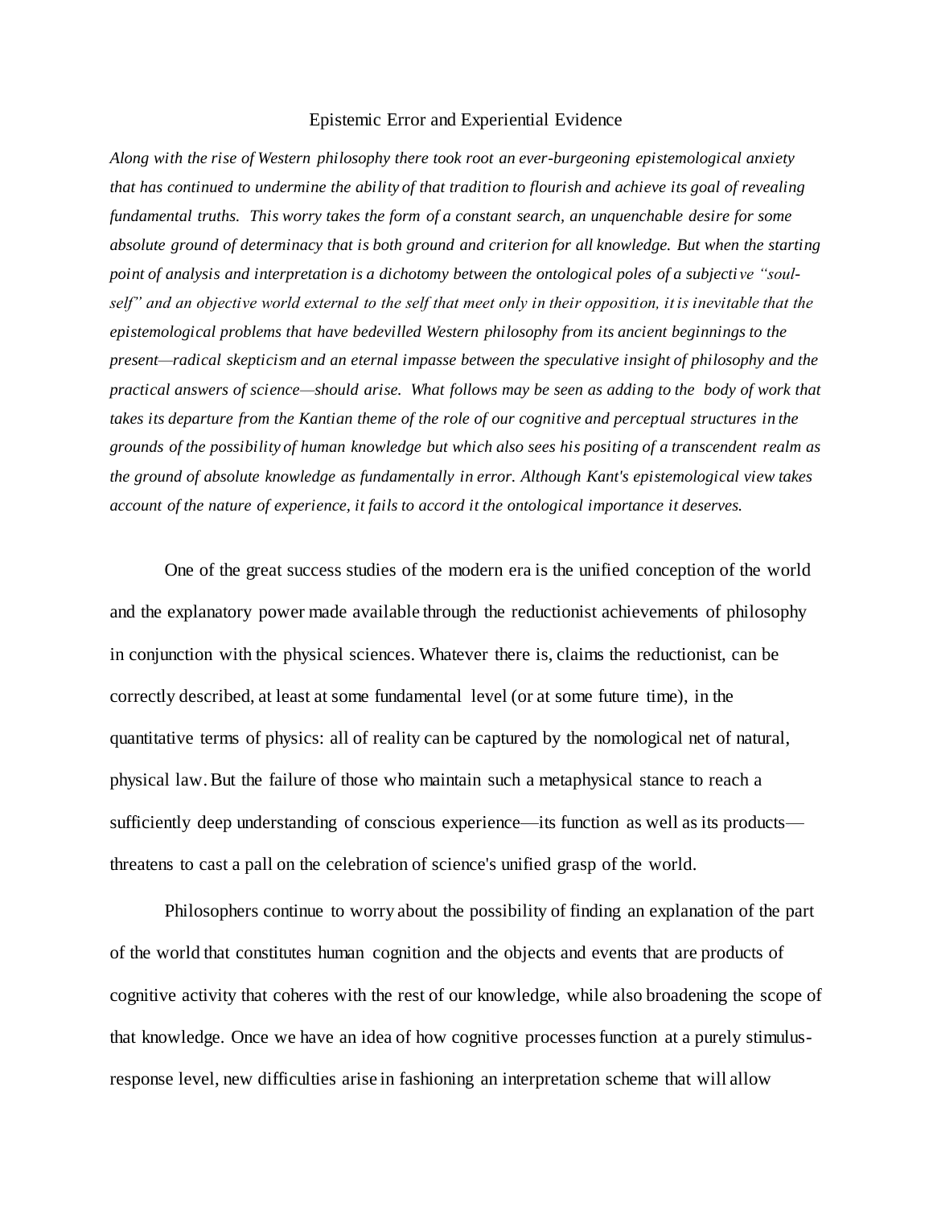# Epistemic Error and Experiential Evidence

*Along with the rise of Western philosophy there took root an ever-burgeoning epistemological anxiety that has continued to undermine the ability of that tradition to flourish and achieve its goal of revealing fundamental truths. This worry takes the form of a constant search, an unquenchable desire for some absolute ground of determinacy that is both ground and criterion for all knowledge. But when the starting point of analysis and interpretation is a dichotomy between the ontological poles of a subjective "soul-self" and an objective world external to the self that meet only in their opposition, it is inevitable that the epistemological problems that have bedevilled Western philosophy from its ancient beginnings to the present—radical skepticism and an eternal impasse between the speculative insight of philosophy and the practical answers of science—should arise. What follows may be seen as adding to the body of work that takes its departure from the Kantian theme of the role of our cognitive and perceptual structures in the grounds of the possibility of human knowledge but which also sees his positing of a transcendent realm as the ground of absolute knowledge as fundamentally in error. Although Kant's epistemological view takes account of the nature of experience, it fails to accord it the ontological importance it deserves.*

One of the great success studies of the modern era is the unified conception of the world and the explanatory power made available through the reductionist achievements of philosophy in conjunction with the physical sciences. Whatever there is, claims the reductionist, can be correctly described, at least at some fundamental level (or at some future time), in the quantitative terms of physics: all of reality can be captured by the nomological net of natural, physical law. But the failure of those who maintain such a metaphysical stance to reach a sufficiently deep understanding of conscious experience—its function as well as its products—threatens to cast a pall on the celebration of science's unified grasp of the world.

Philosophers continue to worry about the possibility of finding an explanation of the part of the world that constitutes human cognition and the objects and events that are products of cognitive activity that coheres with the rest of our knowledge, while also broadening the scope of that knowledge. Once we have an idea of how cognitive processes function at a purely stimulus-response level, new difficulties arise in fashioning an interpretation scheme that will allow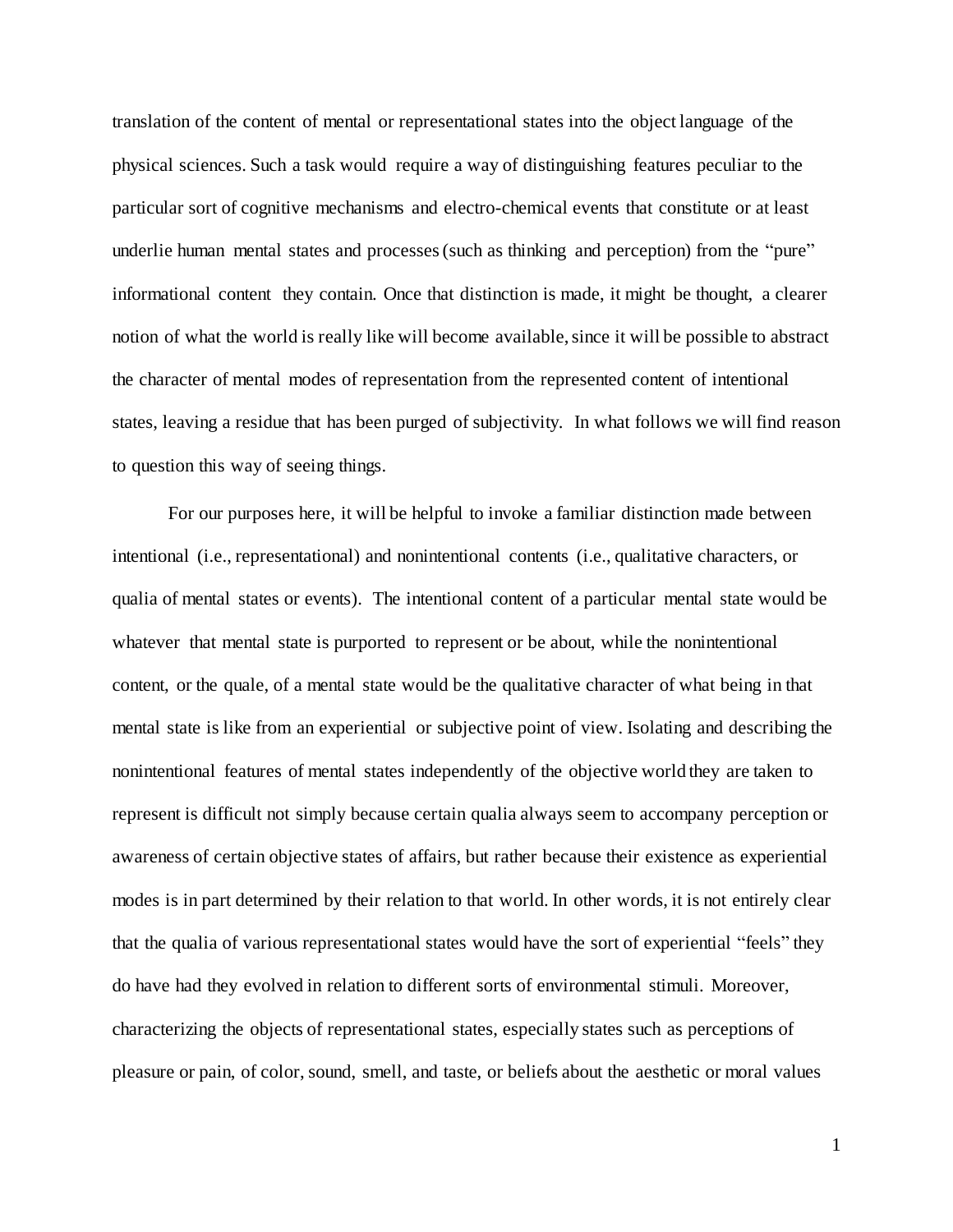translation of the content of mental or representational states into the object language of the physical sciences. Such a task would require a way of distinguishing features peculiar to the particular sort of cognitive mechanisms and electro-chemical events that constitute or at least underlie human mental states and processes (such as thinking and perception) from the "pure" informational content they contain. Once that distinction is made, it might be thought, a clearer notion of what the world is really like will become available, since it will be possible to abstract the character of mental modes of representation from the represented content of intentional states, leaving a residue that has been purged of subjectivity. In what follows we will find reason to question this way of seeing things.

For our purposes here, it will be helpful to invoke a familiar distinction made between intentional (i.e., representational) and nonintentional contents (i.e., qualitative characters, or qualia of mental states or events). The intentional content of a particular mental state would be whatever that mental state is purported to represent or be about, while the nonintentional content, or the quale, of a mental state would be the qualitative character of what being in that mental state is like from an experiential or subjective point of view. Isolating and describing the nonintentional features of mental states independently of the objective world they are taken to represent is difficult not simply because certain qualia always seem to accompany perception or awareness of certain objective states of affairs, but rather because their existence as experiential modes is in part determined by their relation to that world. In other words, it is not entirely clear that the qualia of various representational states would have the sort of experiential "feels" they do have had they evolved in relation to different sorts of environmental stimuli. Moreover, characterizing the objects of representational states, especially states such as perceptions of pleasure or pain, of color, sound, smell, and taste, or beliefs about the aesthetic or moral values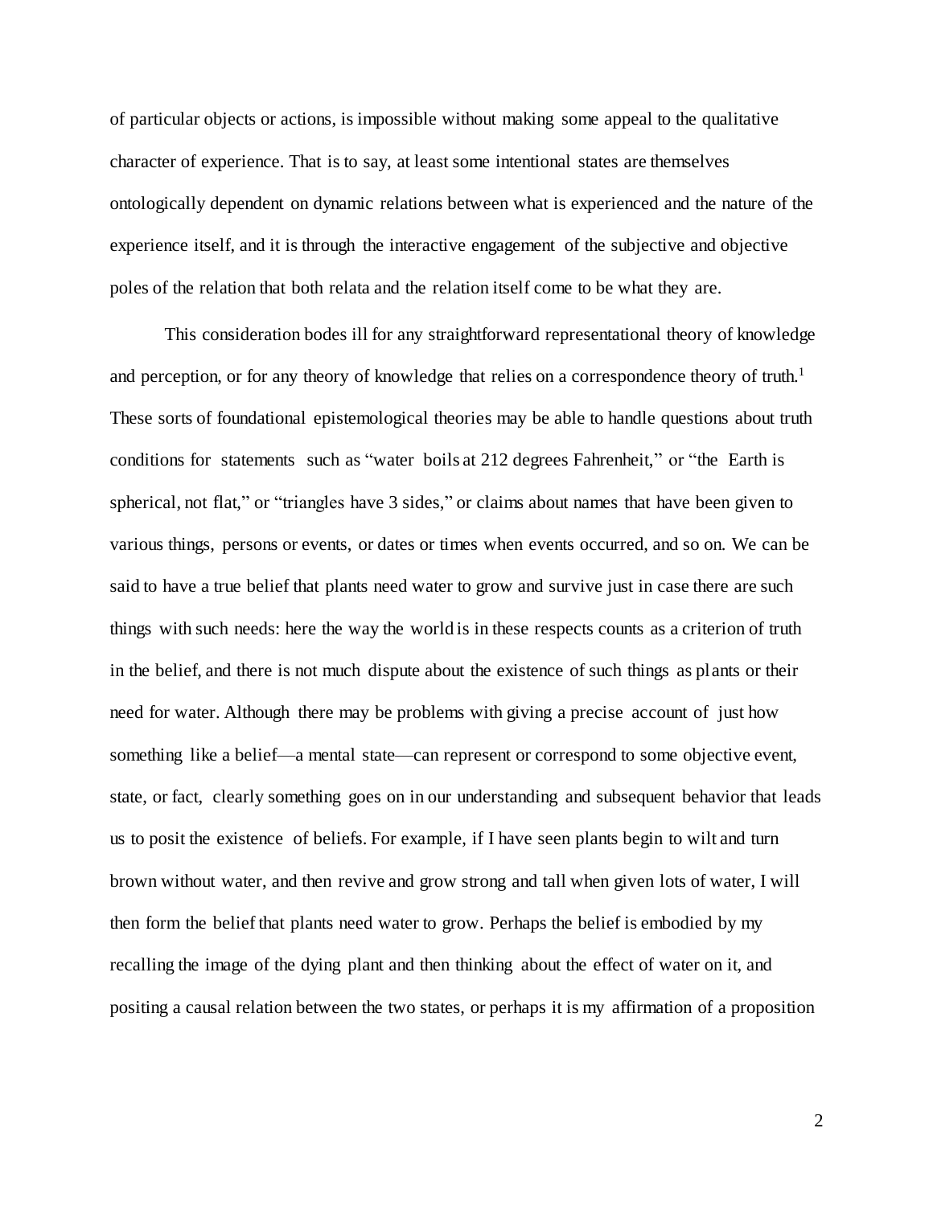of particular objects or actions, is impossible without making some appeal to the qualitative character of experience. That is to say, at least some intentional states are themselves ontologically dependent on dynamic relations between what is experienced and the nature of the experience itself, and it is through the interactive engagement of the subjective and objective poles of the relation that both relata and the relation itself come to be what they are.

This consideration bodes ill for any straightforward representational theory of knowledge and perception, or for any theory of knowledge that relies on a correspondence theory of truth.[1] These sorts of foundational epistemological theories may be able to handle questions about truth conditions for statements such as "water boils at 212 degrees Fahrenheit," or "the Earth is spherical, not flat," or "triangles have 3 sides," or claims about names that have been given to various things, persons or events, or dates or times when events occurred, and so on. We can be said to have a true belief that plants need water to grow and survive just in case there are such things with such needs: here the way the world is in these respects counts as a criterion of truth in the belief, and there is not much dispute about the existence of such things as plants or their need for water. Although there may be problems with giving a precise account of just how something like a belief—a mental state—can represent or correspond to some objective event, state, or fact, clearly something goes on in our understanding and subsequent behavior that leads us to posit the existence of beliefs. For example, if I have seen plants begin to wilt and turn brown without water, and then revive and grow strong and tall when given lots of water, I will then form the belief that plants need water to grow. Perhaps the belief is embodied by my recalling the image of the dying plant and then thinking about the effect of water on it, and positing a causal relation between the two states, or perhaps it is my affirmation of a proposition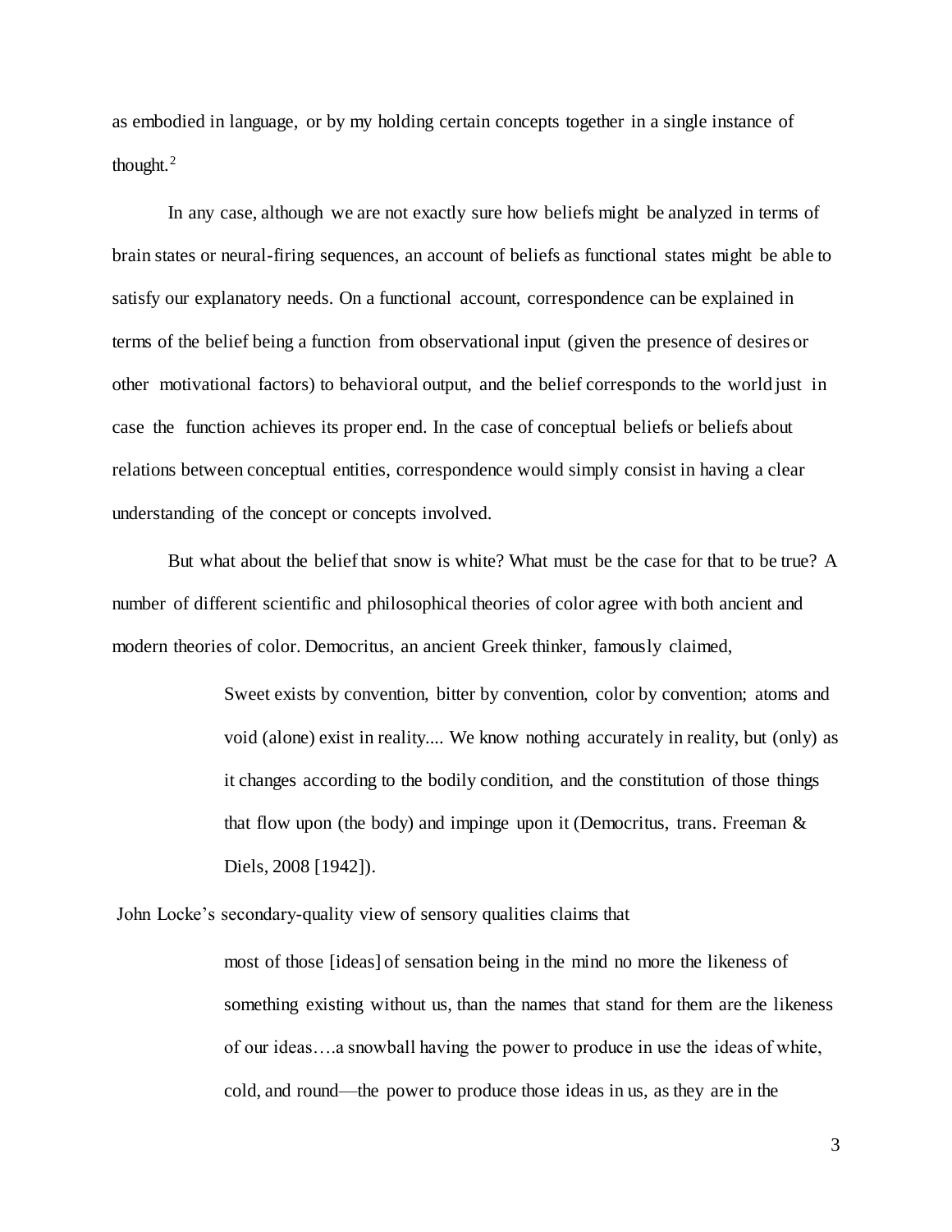as embodied in language, or by my holding certain concepts together in a single instance of thought.[2]

In any case, although we are not exactly sure how beliefs might be analyzed in terms of brain states or neural-firing sequences, an account of beliefs as functional states might be able to satisfy our explanatory needs. On a functional account, correspondence can be explained in terms of the belief being a function from observational input (given the presence of desires or other motivational factors) to behavioral output, and the belief corresponds to the world just in case the function achieves its proper end. In the case of conceptual beliefs or beliefs about relations between conceptual entities, correspondence would simply consist in having a clear understanding of the concept or concepts involved.

But what about the belief that snow is white? What must be the case for that to be true? A number of different scientific and philosophical theories of color agree with both ancient and modern theories of color. Democritus, an ancient Greek thinker, famously claimed,

> Sweet exists by convention, bitter by convention, color by convention; atoms and void (alone) exist in reality.... We know nothing accurately in reality, but (only) as it changes according to the bodily condition, and the constitution of those things that flow upon (the body) and impinge upon it (Democritus, trans. Freeman & Diels, 2008 [1942]).

John Locke's secondary-quality view of sensory qualities claims that

> most of those [ideas] of sensation being in the mind no more the likeness of something existing without us, than the names that stand for them are the likeness of our ideas….a snowball having the power to produce in use the ideas of white, cold, and round—the power to produce those ideas in us, as they are in the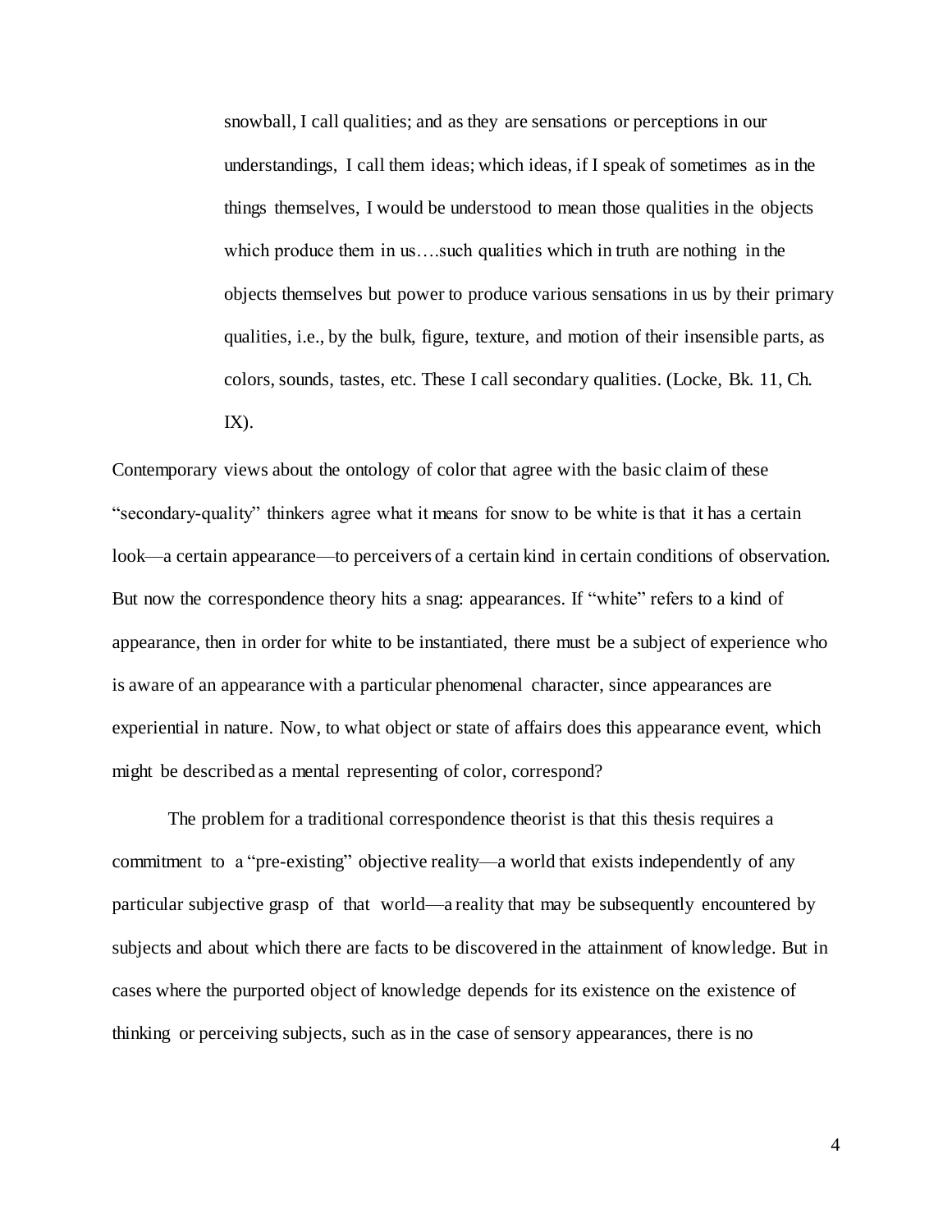> snowball, I call qualities; and as they are sensations or perceptions in our understandings, I call them ideas; which ideas, if I speak of sometimes as in the things themselves, I would be understood to mean those qualities in the objects which produce them in us….such qualities which in truth are nothing in the objects themselves but power to produce various sensations in us by their primary qualities, i.e., by the bulk, figure, texture, and motion of their insensible parts, as colors, sounds, tastes, etc. These I call secondary qualities. (Locke, Bk. 11, Ch. IX).

Contemporary views about the ontology of color that agree with the basic claim of these "secondary-quality" thinkers agree what it means for snow to be white is that it has a certain look—a certain appearance—to perceivers of a certain kind in certain conditions of observation. But now the correspondence theory hits a snag: appearances. If "white" refers to a kind of appearance, then in order for white to be instantiated, there must be a subject of experience who is aware of an appearance with a particular phenomenal character, since appearances are experiential in nature. Now, to what object or state of affairs does this appearance event, which might be described as a mental representing of color, correspond?

The problem for a traditional correspondence theorist is that this thesis requires a commitment to a "pre-existing" objective reality—a world that exists independently of any particular subjective grasp of that world—a reality that may be subsequently encountered by subjects and about which there are facts to be discovered in the attainment of knowledge. But in cases where the purported object of knowledge depends for its existence on the existence of thinking or perceiving subjects, such as in the case of sensory appearances, there is no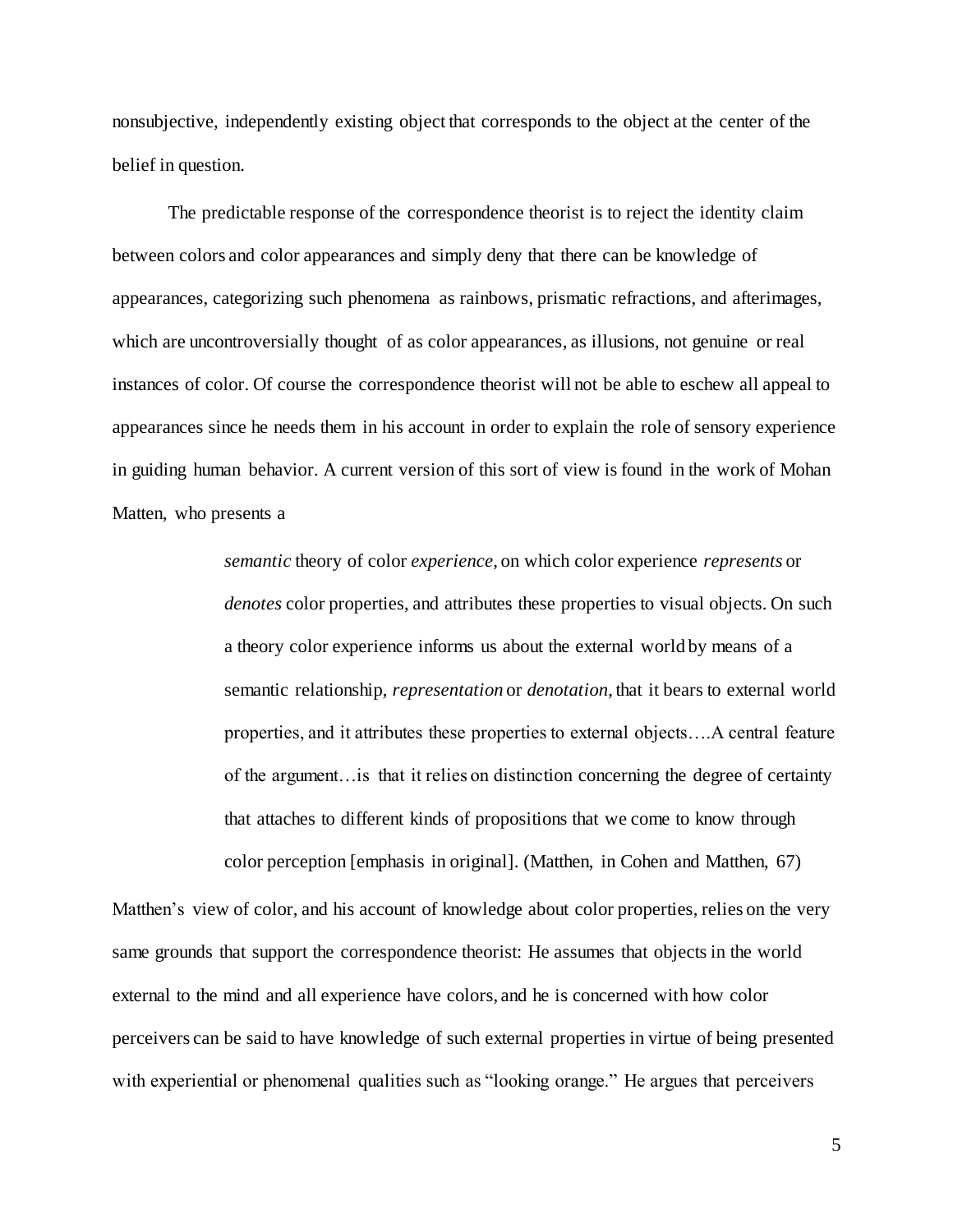nonsubjective, independently existing object that corresponds to the object at the center of the belief in question.

The predictable response of the correspondence theorist is to reject the identity claim between colors and color appearances and simply deny that there can be knowledge of appearances, categorizing such phenomena as rainbows, prismatic refractions, and afterimages, which are uncontroversially thought of as color appearances, as illusions, not genuine or real instances of color. Of course the correspondence theorist will not be able to eschew all appeal to appearances since he needs them in his account in order to explain the role of sensory experience in guiding human behavior. A current version of this sort of view is found in the work of Mohan Matten, who presents a

> *semantic* theory of color *experience,* on which color experience *represents* or *denotes* color properties, and attributes these properties to visual objects. On such a theory color experience informs us about the external world by means of a semantic relationship, *representation* or *denotation,* that it bears to external world properties, and it attributes these properties to external objects….A central feature of the argument…is that it relies on distinction concerning the degree of certainty that attaches to different kinds of propositions that we come to know through color perception [emphasis in original]. (Matthen, in Cohen and Matthen, 67)

Matthen's view of color, and his account of knowledge about color properties, relies on the very same grounds that support the correspondence theorist: He assumes that objects in the world external to the mind and all experience have colors, and he is concerned with how color perceivers can be said to have knowledge of such external properties in virtue of being presented with experiential or phenomenal qualities such as "looking orange." He argues that perceivers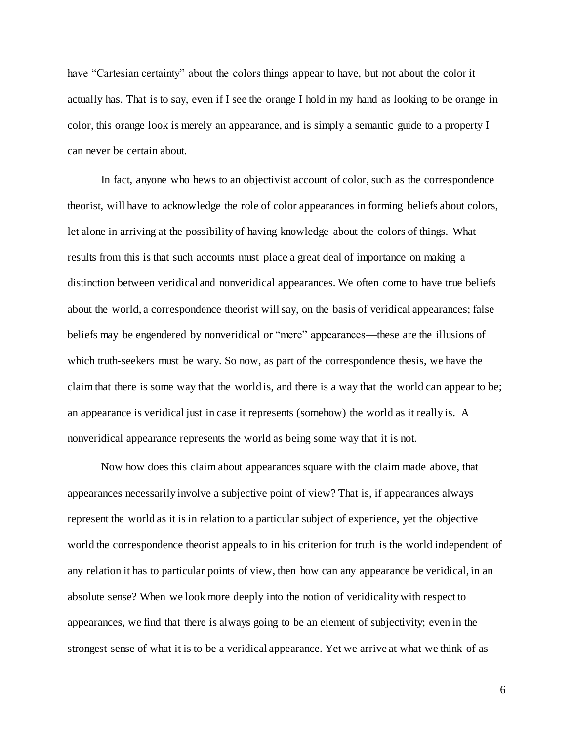have "Cartesian certainty" about the colors things appear to have, but not about the color it actually has. That is to say, even if I see the orange I hold in my hand as looking to be orange in color, this orange look is merely an appearance, and is simply a semantic guide to a property I can never be certain about.

In fact, anyone who hews to an objectivist account of color, such as the correspondence theorist, will have to acknowledge the role of color appearances in forming beliefs about colors, let alone in arriving at the possibility of having knowledge about the colors of things. What results from this is that such accounts must place a great deal of importance on making a distinction between veridical and nonveridical appearances. We often come to have true beliefs about the world, a correspondence theorist will say, on the basis of veridical appearances; false beliefs may be engendered by nonveridical or "mere" appearances—these are the illusions of which truth-seekers must be wary. So now, as part of the correspondence thesis, we have the claim that there is some way that the world is, and there is a way that the world can appear to be; an appearance is veridical just in case it represents (somehow) the world as it really is. A nonveridical appearance represents the world as being some way that it is not.

Now how does this claim about appearances square with the claim made above, that appearances necessarily involve a subjective point of view? That is, if appearances always represent the world as it is in relation to a particular subject of experience, yet the objective world the correspondence theorist appeals to in his criterion for truth is the world independent of any relation it has to particular points of view, then how can any appearance be veridical, in an absolute sense? When we look more deeply into the notion of veridicality with respect to appearances, we find that there is always going to be an element of subjectivity; even in the strongest sense of what it is to be a veridical appearance. Yet we arrive at what we think of as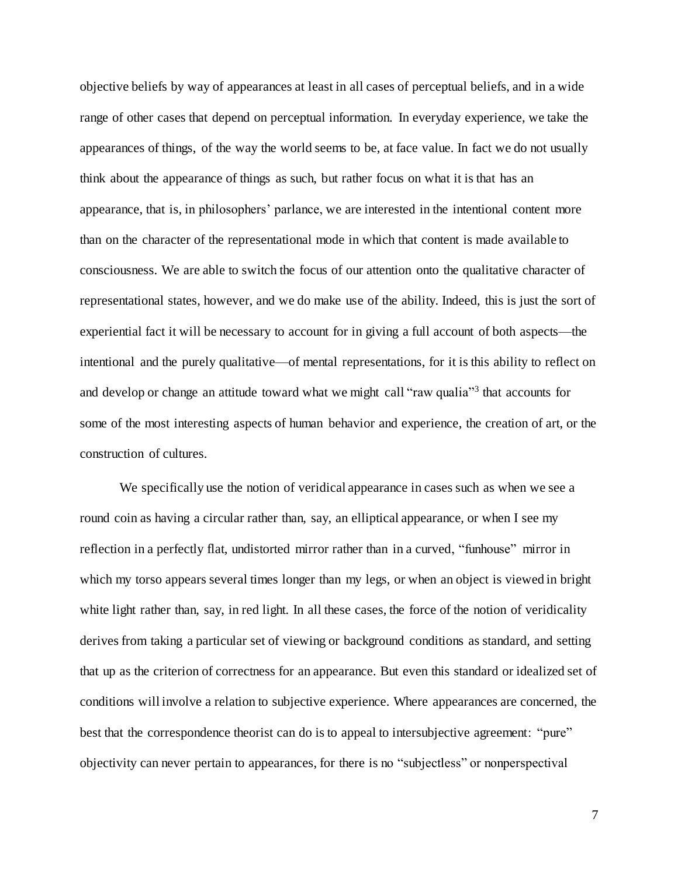objective beliefs by way of appearances at least in all cases of perceptual beliefs, and in a wide range of other cases that depend on perceptual information. In everyday experience, we take the appearances of things, of the way the world seems to be, at face value. In fact we do not usually think about the appearance of things as such, but rather focus on what it is that has an appearance, that is, in philosophers' parlance, we are interested in the intentional content more than on the character of the representational mode in which that content is made available to consciousness. We are able to switch the focus of our attention onto the qualitative character of representational states, however, and we do make use of the ability. Indeed, this is just the sort of experiential fact it will be necessary to account for in giving a full account of both aspects—the intentional and the purely qualitative—of mental representations, for it is this ability to reflect on and develop or change an attitude toward what we might call "raw qualia"[3] that accounts for some of the most interesting aspects of human behavior and experience, the creation of art, or the construction of cultures.

We specifically use the notion of veridical appearance in cases such as when we see a round coin as having a circular rather than, say, an elliptical appearance, or when I see my reflection in a perfectly flat, undistorted mirror rather than in a curved, "funhouse" mirror in which my torso appears several times longer than my legs, or when an object is viewed in bright white light rather than, say, in red light. In all these cases, the force of the notion of veridicality derives from taking a particular set of viewing or background conditions as standard, and setting that up as the criterion of correctness for an appearance. But even this standard or idealized set of conditions will involve a relation to subjective experience. Where appearances are concerned, the best that the correspondence theorist can do is to appeal to intersubjective agreement: "pure" objectivity can never pertain to appearances, for there is no "subjectless" or nonperspectival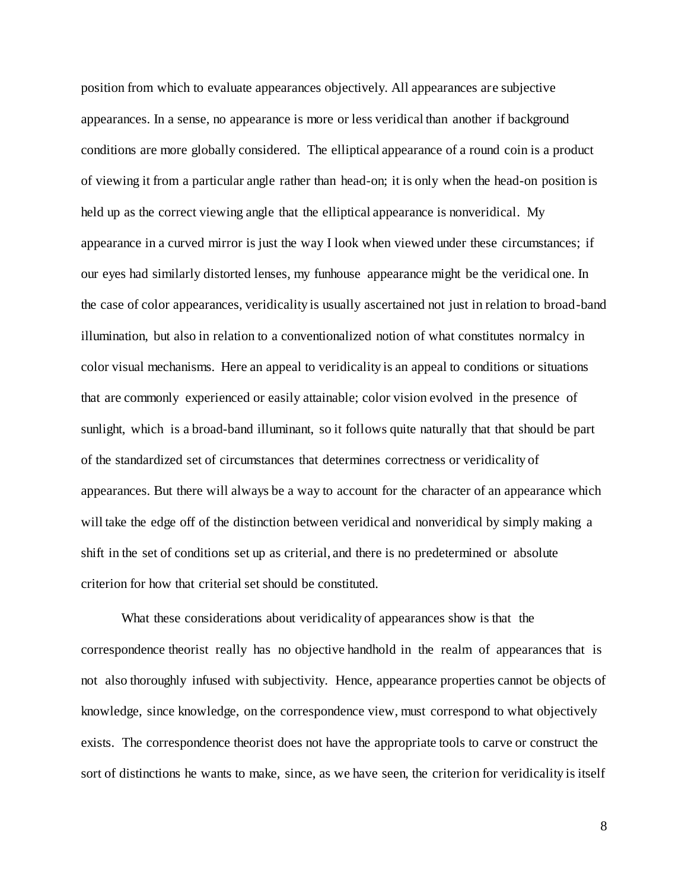position from which to evaluate appearances objectively. All appearances are subjective appearances. In a sense, no appearance is more or less veridical than another if background conditions are more globally considered. The elliptical appearance of a round coin is a product of viewing it from a particular angle rather than head-on; it is only when the head-on position is held up as the correct viewing angle that the elliptical appearance is nonveridical. My appearance in a curved mirror is just the way I look when viewed under these circumstances; if our eyes had similarly distorted lenses, my funhouse appearance might be the veridical one. In the case of color appearances, veridicality is usually ascertained not just in relation to broad-band illumination, but also in relation to a conventionalized notion of what constitutes normalcy in color visual mechanisms. Here an appeal to veridicality is an appeal to conditions or situations that are commonly experienced or easily attainable; color vision evolved in the presence of sunlight, which is a broad-band illuminant, so it follows quite naturally that that should be part of the standardized set of circumstances that determines correctness or veridicality of appearances. But there will always be a way to account for the character of an appearance which will take the edge off of the distinction between veridical and nonveridical by simply making a shift in the set of conditions set up as criterial, and there is no predetermined or absolute criterion for how that criterial set should be constituted.

What these considerations about veridicality of appearances show is that the correspondence theorist really has no objective handhold in the realm of appearances that is not also thoroughly infused with subjectivity. Hence, appearance properties cannot be objects of knowledge, since knowledge, on the correspondence view, must correspond to what objectively exists. The correspondence theorist does not have the appropriate tools to carve or construct the sort of distinctions he wants to make, since, as we have seen, the criterion for veridicality is itself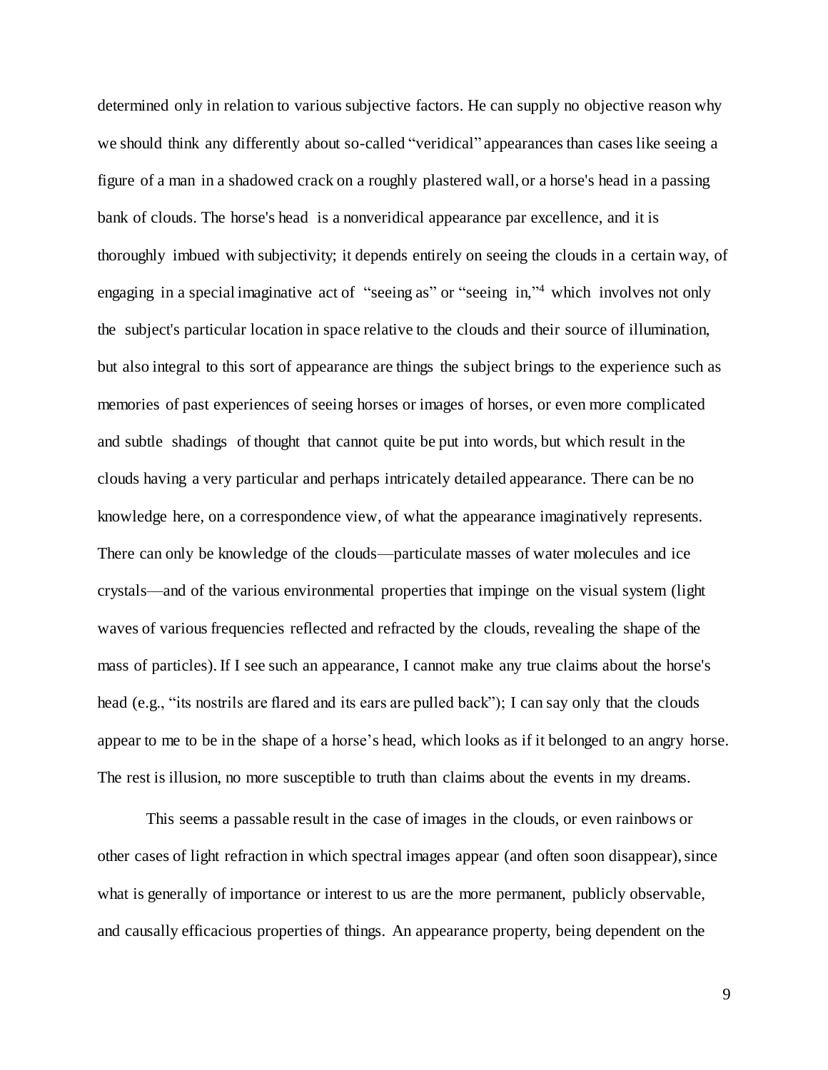determined only in relation to various subjective factors. He can supply no objective reason why we should think any differently about so-called "veridical" appearances than cases like seeing a figure of a man in a shadowed crack on a roughly plastered wall, or a horse's head in a passing bank of clouds. The horse's head is a nonveridical appearance par excellence, and it is thoroughly imbued with subjectivity; it depends entirely on seeing the clouds in a certain way, of engaging in a special imaginative act of "seeing as" or "seeing in,"[4] which involves not only the subject's particular location in space relative to the clouds and their source of illumination, but also integral to this sort of appearance are things the subject brings to the experience such as memories of past experiences of seeing horses or images of horses, or even more complicated and subtle shadings of thought that cannot quite be put into words, but which result in the clouds having a very particular and perhaps intricately detailed appearance. There can be no knowledge here, on a correspondence view, of what the appearance imaginatively represents. There can only be knowledge of the clouds—particulate masses of water molecules and ice crystals—and of the various environmental properties that impinge on the visual system (light waves of various frequencies reflected and refracted by the clouds, revealing the shape of the mass of particles). If I see such an appearance, I cannot make any true claims about the horse's head (e.g., "its nostrils are flared and its ears are pulled back"); I can say only that the clouds appear to me to be in the shape of a horse's head, which looks as if it belonged to an angry horse. The rest is illusion, no more susceptible to truth than claims about the events in my dreams.

This seems a passable result in the case of images in the clouds, or even rainbows or other cases of light refraction in which spectral images appear (and often soon disappear), since what is generally of importance or interest to us are the more permanent, publicly observable, and causally efficacious properties of things. An appearance property, being dependent on the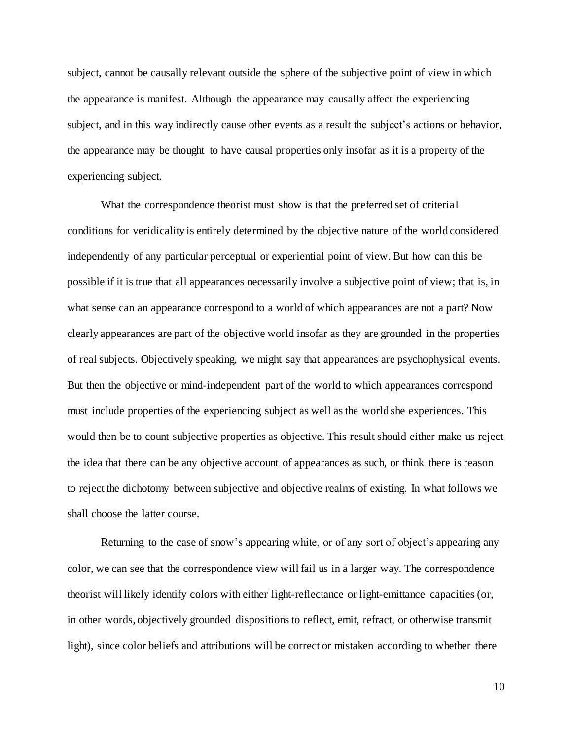subject, cannot be causally relevant outside the sphere of the subjective point of view in which the appearance is manifest. Although the appearance may causally affect the experiencing subject, and in this way indirectly cause other events as a result the subject's actions or behavior, the appearance may be thought to have causal properties only insofar as it is a property of the experiencing subject.

What the correspondence theorist must show is that the preferred set of criterial conditions for veridicality is entirely determined by the objective nature of the world considered independently of any particular perceptual or experiential point of view. But how can this be possible if it is true that all appearances necessarily involve a subjective point of view; that is, in what sense can an appearance correspond to a world of which appearances are not a part? Now clearly appearances are part of the objective world insofar as they are grounded in the properties of real subjects. Objectively speaking, we might say that appearances are psychophysical events. But then the objective or mind-independent part of the world to which appearances correspond must include properties of the experiencing subject as well as the world she experiences. This would then be to count subjective properties as objective. This result should either make us reject the idea that there can be any objective account of appearances as such, or think there is reason to reject the dichotomy between subjective and objective realms of existing. In what follows we shall choose the latter course.

Returning to the case of snow's appearing white, or of any sort of object's appearing any color, we can see that the correspondence view will fail us in a larger way. The correspondence theorist will likely identify colors with either light-reflectance or light-emittance capacities (or, in other words, objectively grounded dispositions to reflect, emit, refract, or otherwise transmit light), since color beliefs and attributions will be correct or mistaken according to whether there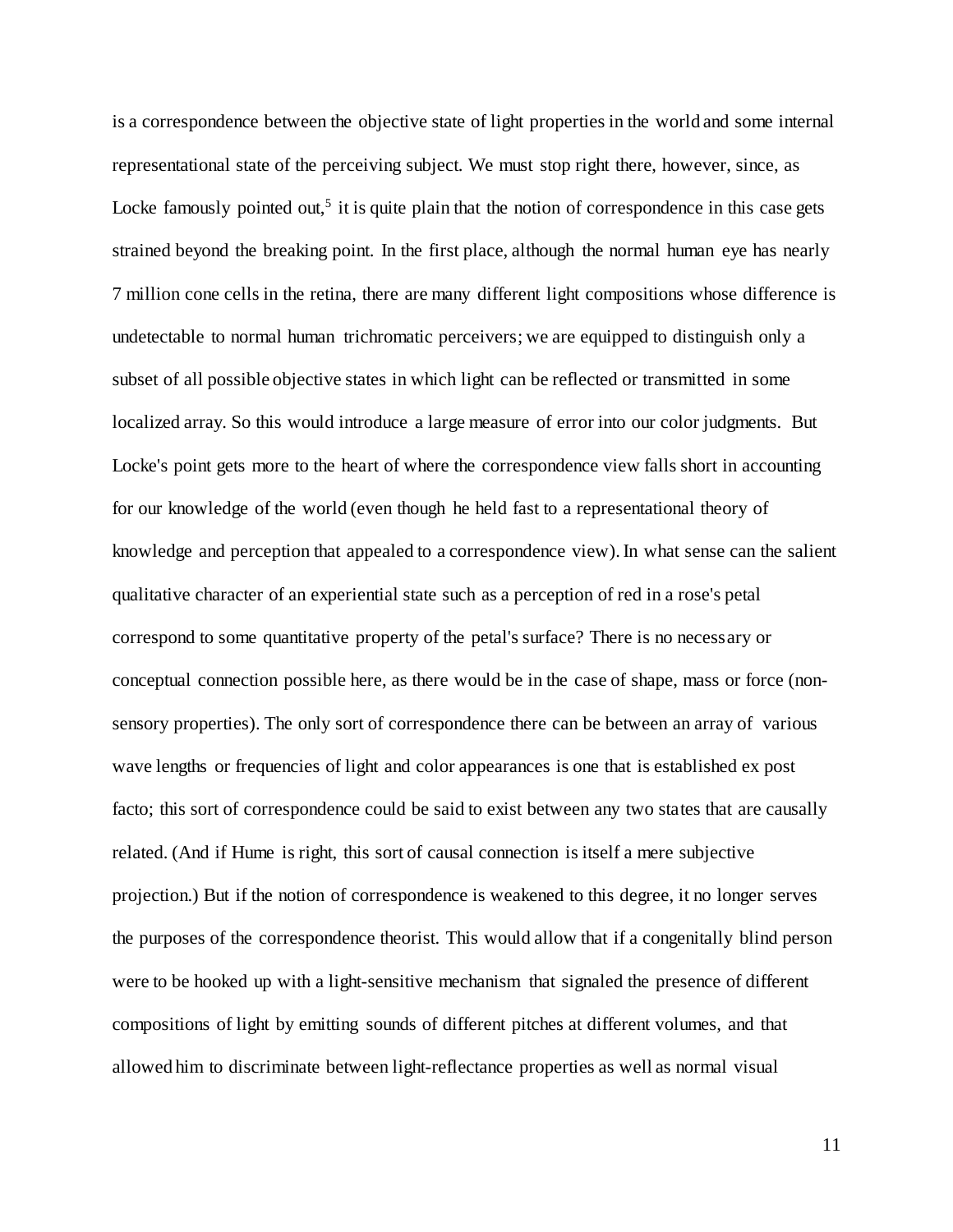is a correspondence between the objective state of light properties in the world and some internal representational state of the perceiving subject. We must stop right there, however, since, as Locke famously pointed out,[5] it is quite plain that the notion of correspondence in this case gets strained beyond the breaking point. In the first place, although the normal human eye has nearly 7 million cone cells in the retina, there are many different light compositions whose difference is undetectable to normal human trichromatic perceivers; we are equipped to distinguish only a subset of all possible objective states in which light can be reflected or transmitted in some localized array. So this would introduce a large measure of error into our color judgments. But Locke's point gets more to the heart of where the correspondence view falls short in accounting for our knowledge of the world (even though he held fast to a representational theory of knowledge and perception that appealed to a correspondence view). In what sense can the salient qualitative character of an experiential state such as a perception of red in a rose's petal correspond to some quantitative property of the petal's surface? There is no necessary or conceptual connection possible here, as there would be in the case of shape, mass or force (non-sensory properties). The only sort of correspondence there can be between an array of various wave lengths or frequencies of light and color appearances is one that is established ex post facto; this sort of correspondence could be said to exist between any two states that are causally related. (And if Hume is right, this sort of causal connection is itself a mere subjective projection.) But if the notion of correspondence is weakened to this degree, it no longer serves the purposes of the correspondence theorist. This would allow that if a congenitally blind person were to be hooked up with a light-sensitive mechanism that signaled the presence of different compositions of light by emitting sounds of different pitches at different volumes, and that allowed him to discriminate between light-reflectance properties as well as normal visual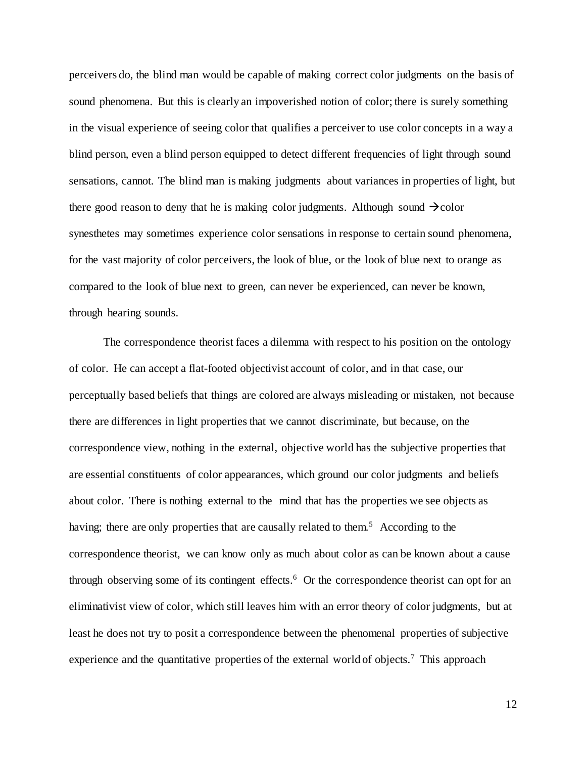perceivers do, the blind man would be capable of making correct color judgments on the basis of sound phenomena. But this is clearly an impoverished notion of color; there is surely something in the visual experience of seeing color that qualifies a perceiver to use color concepts in a way a blind person, even a blind person equipped to detect different frequencies of light through sound sensations, cannot. The blind man is making judgments about variances in properties of light, but there good reason to deny that he is making color judgments. Although sound →color synesthetes may sometimes experience color sensations in response to certain sound phenomena, for the vast majority of color perceivers, the look of blue, or the look of blue next to orange as compared to the look of blue next to green, can never be experienced, can never be known, through hearing sounds.

The correspondence theorist faces a dilemma with respect to his position on the ontology of color. He can accept a flat-footed objectivist account of color, and in that case, our perceptually based beliefs that things are colored are always misleading or mistaken, not because there are differences in light properties that we cannot discriminate, but because, on the correspondence view, nothing in the external, objective world has the subjective properties that are essential constituents of color appearances, which ground our color judgments and beliefs about color. There is nothing external to the mind that has the properties we see objects as having; there are only properties that are causally related to them.[5] According to the correspondence theorist, we can know only as much about color as can be known about a cause through observing some of its contingent effects.[6] Or the correspondence theorist can opt for an eliminativist view of color, which still leaves him with an error theory of color judgments, but at least he does not try to posit a correspondence between the phenomenal properties of subjective experience and the quantitative properties of the external world of objects.[7] This approach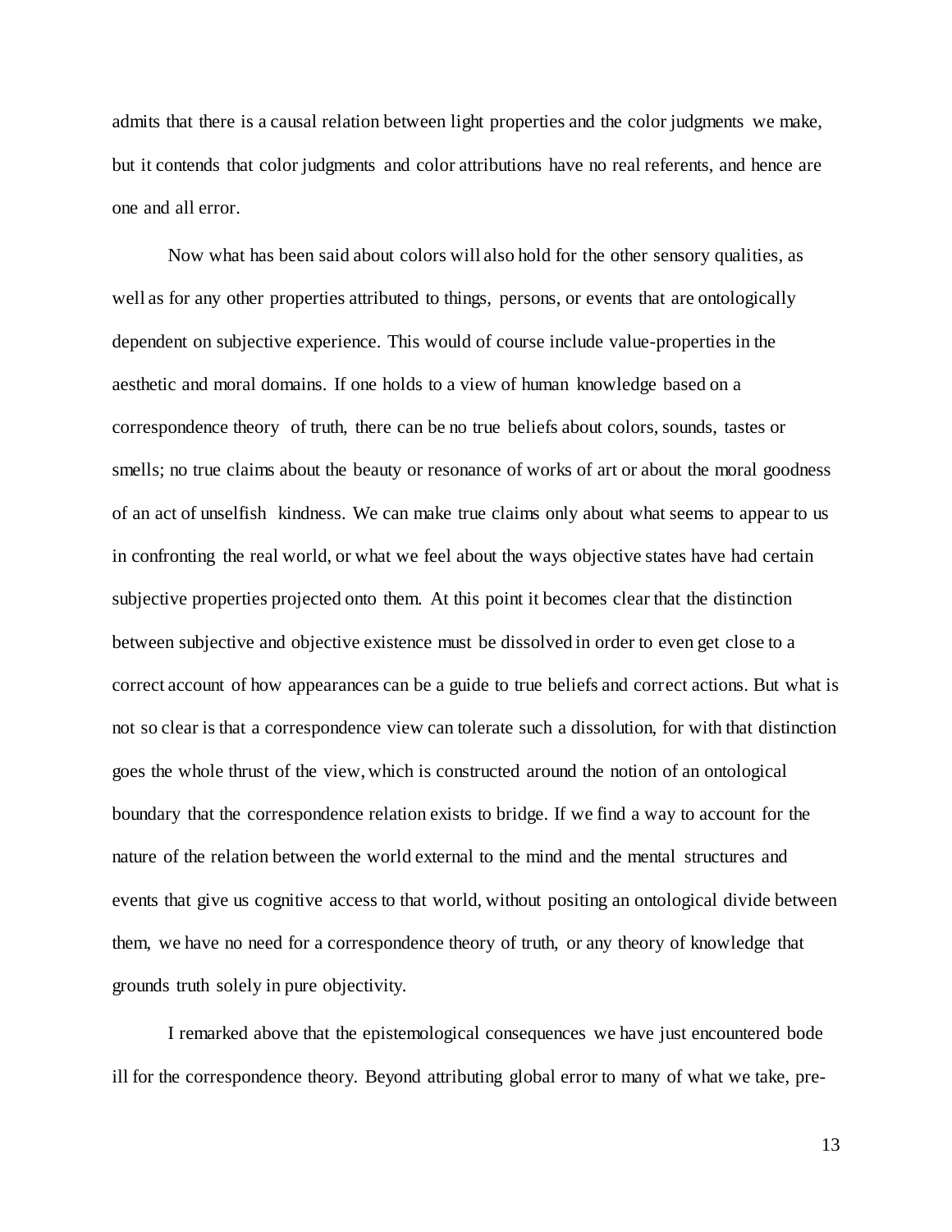admits that there is a causal relation between light properties and the color judgments we make, but it contends that color judgments and color attributions have no real referents, and hence are one and all error.

Now what has been said about colors will also hold for the other sensory qualities, as well as for any other properties attributed to things, persons, or events that are ontologically dependent on subjective experience. This would of course include value-properties in the aesthetic and moral domains. If one holds to a view of human knowledge based on a correspondence theory of truth, there can be no true beliefs about colors, sounds, tastes or smells; no true claims about the beauty or resonance of works of art or about the moral goodness of an act of unselfish kindness. We can make true claims only about what seems to appear to us in confronting the real world, or what we feel about the ways objective states have had certain subjective properties projected onto them. At this point it becomes clear that the distinction between subjective and objective existence must be dissolved in order to even get close to a correct account of how appearances can be a guide to true beliefs and correct actions. But what is not so clear is that a correspondence view can tolerate such a dissolution, for with that distinction goes the whole thrust of the view, which is constructed around the notion of an ontological boundary that the correspondence relation exists to bridge. If we find a way to account for the nature of the relation between the world external to the mind and the mental structures and events that give us cognitive access to that world, without positing an ontological divide between them, we have no need for a correspondence theory of truth, or any theory of knowledge that grounds truth solely in pure objectivity.

I remarked above that the epistemological consequences we have just encountered bode ill for the correspondence theory. Beyond attributing global error to many of what we take, pre-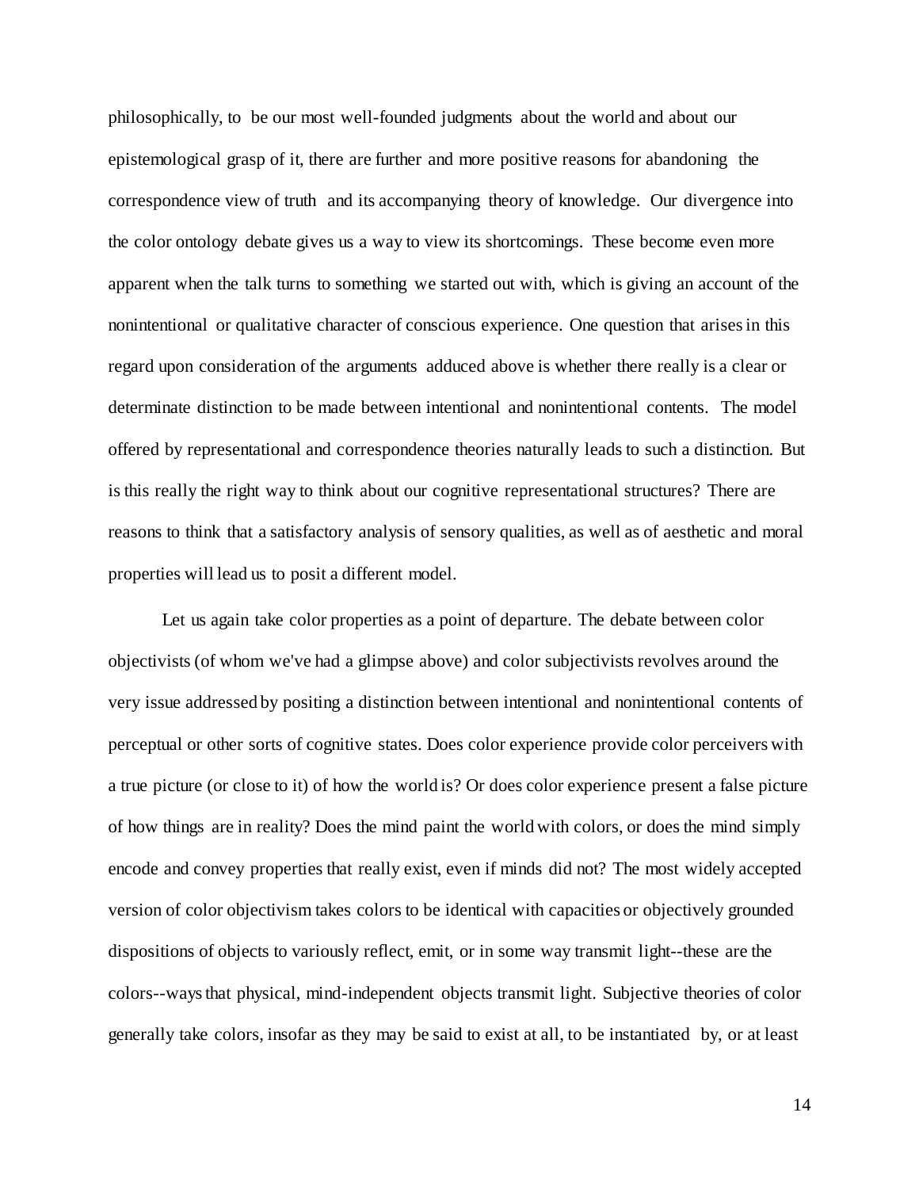philosophically, to be our most well-founded judgments about the world and about our epistemological grasp of it, there are further and more positive reasons for abandoning the correspondence view of truth and its accompanying theory of knowledge. Our divergence into the color ontology debate gives us a way to view its shortcomings. These become even more apparent when the talk turns to something we started out with, which is giving an account of the nonintentional or qualitative character of conscious experience. One question that arises in this regard upon consideration of the arguments adduced above is whether there really is a clear or determinate distinction to be made between intentional and nonintentional contents. The model offered by representational and correspondence theories naturally leads to such a distinction. But is this really the right way to think about our cognitive representational structures? There are reasons to think that a satisfactory analysis of sensory qualities, as well as of aesthetic and moral properties will lead us to posit a different model.

Let us again take color properties as a point of departure. The debate between color objectivists (of whom we've had a glimpse above) and color subjectivists revolves around the very issue addressed by positing a distinction between intentional and nonintentional contents of perceptual or other sorts of cognitive states. Does color experience provide color perceivers with a true picture (or close to it) of how the world is? Or does color experience present a false picture of how things are in reality? Does the mind paint the world with colors, or does the mind simply encode and convey properties that really exist, even if minds did not? The most widely accepted version of color objectivism takes colors to be identical with capacities or objectively grounded dispositions of objects to variously reflect, emit, or in some way transmit light--these are the colors--ways that physical, mind-independent objects transmit light. Subjective theories of color generally take colors, insofar as they may be said to exist at all, to be instantiated by, or at least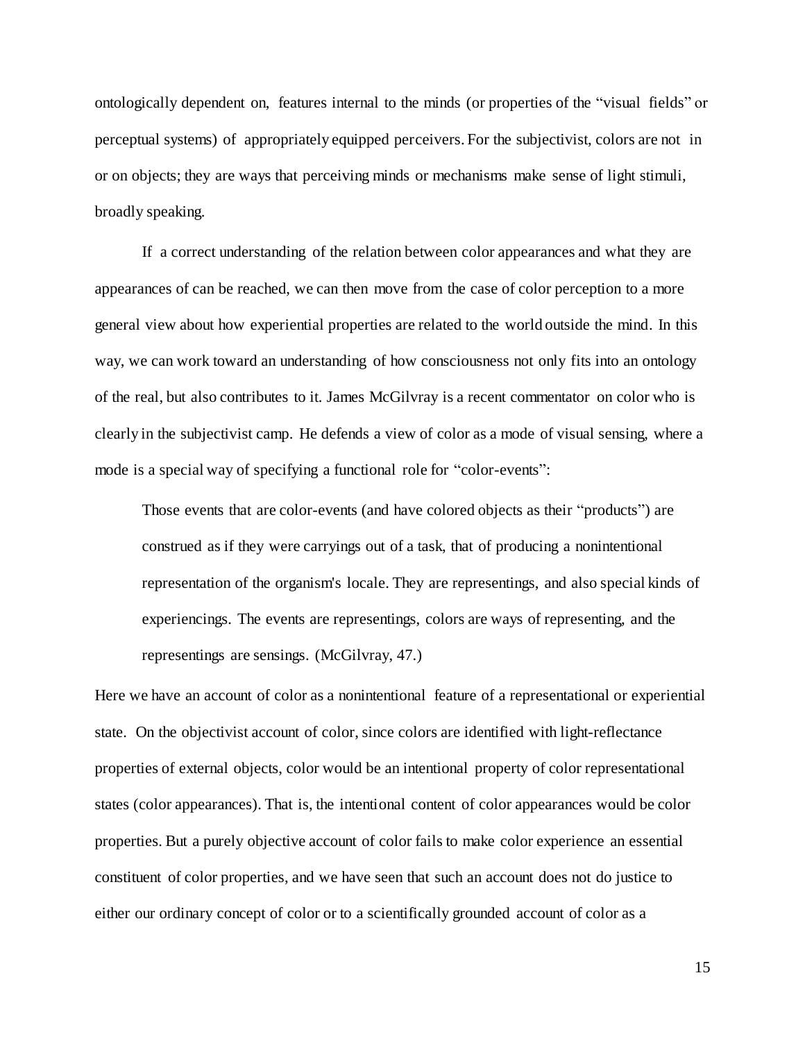ontologically dependent on, features internal to the minds (or properties of the "visual fields" or perceptual systems) of appropriately equipped perceivers. For the subjectivist, colors are not in or on objects; they are ways that perceiving minds or mechanisms make sense of light stimuli, broadly speaking.

If a correct understanding of the relation between color appearances and what they are appearances of can be reached, we can then move from the case of color perception to a more general view about how experiential properties are related to the world outside the mind. In this way, we can work toward an understanding of how consciousness not only fits into an ontology of the real, but also contributes to it. James McGilvray is a recent commentator on color who is clearly in the subjectivist camp. He defends a view of color as a mode of visual sensing, where a mode is a special way of specifying a functional role for "color-events":

> Those events that are color-events (and have colored objects as their "products") are construed as if they were carryings out of a task, that of producing a nonintentional representation of the organism's locale. They are representings, and also special kinds of experiencings. The events are representings, colors are ways of representing, and the representings are sensings. (McGilvray, 47.)

Here we have an account of color as a nonintentional feature of a representational or experiential state. On the objectivist account of color, since colors are identified with light-reflectance properties of external objects, color would be an intentional property of color representational states (color appearances). That is, the intentional content of color appearances would be color properties. But a purely objective account of color fails to make color experience an essential constituent of color properties, and we have seen that such an account does not do justice to either our ordinary concept of color or to a scientifically grounded account of color as a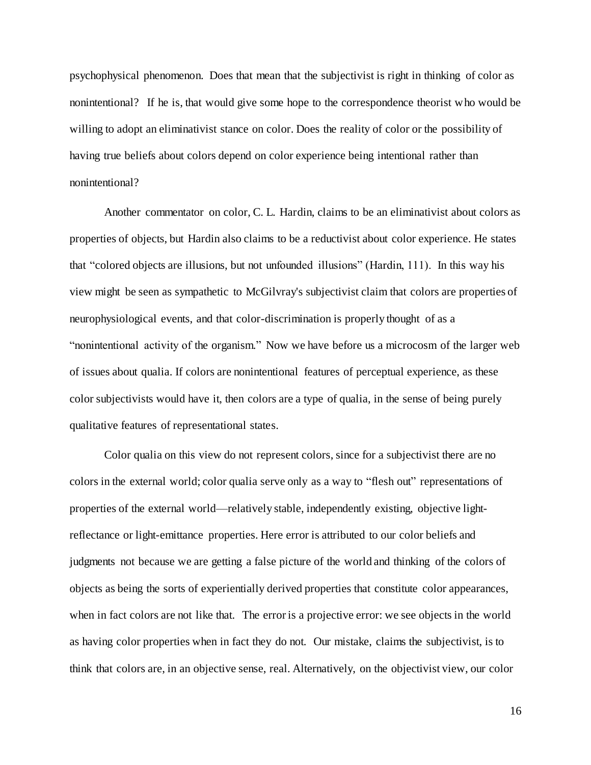psychophysical phenomenon. Does that mean that the subjectivist is right in thinking of color as nonintentional? If he is, that would give some hope to the correspondence theorist who would be willing to adopt an eliminativist stance on color. Does the reality of color or the possibility of having true beliefs about colors depend on color experience being intentional rather than nonintentional?

Another commentator on color, C. L. Hardin, claims to be an eliminativist about colors as properties of objects, but Hardin also claims to be a reductivist about color experience. He states that "colored objects are illusions, but not unfounded illusions" (Hardin, 111). In this way his view might be seen as sympathetic to McGilvray's subjectivist claim that colors are properties of neurophysiological events, and that color-discrimination is properly thought of as a "nonintentional activity of the organism." Now we have before us a microcosm of the larger web of issues about qualia. If colors are nonintentional features of perceptual experience, as these color subjectivists would have it, then colors are a type of qualia, in the sense of being purely qualitative features of representational states.

Color qualia on this view do not represent colors, since for a subjectivist there are no colors in the external world; color qualia serve only as a way to "flesh out" representations of properties of the external world—relatively stable, independently existing, objective light-reflectance or light-emittance properties. Here error is attributed to our color beliefs and judgments not because we are getting a false picture of the world and thinking of the colors of objects as being the sorts of experientially derived properties that constitute color appearances, when in fact colors are not like that. The error is a projective error: we see objects in the world as having color properties when in fact they do not. Our mistake, claims the subjectivist, is to think that colors are, in an objective sense, real. Alternatively, on the objectivist view, our color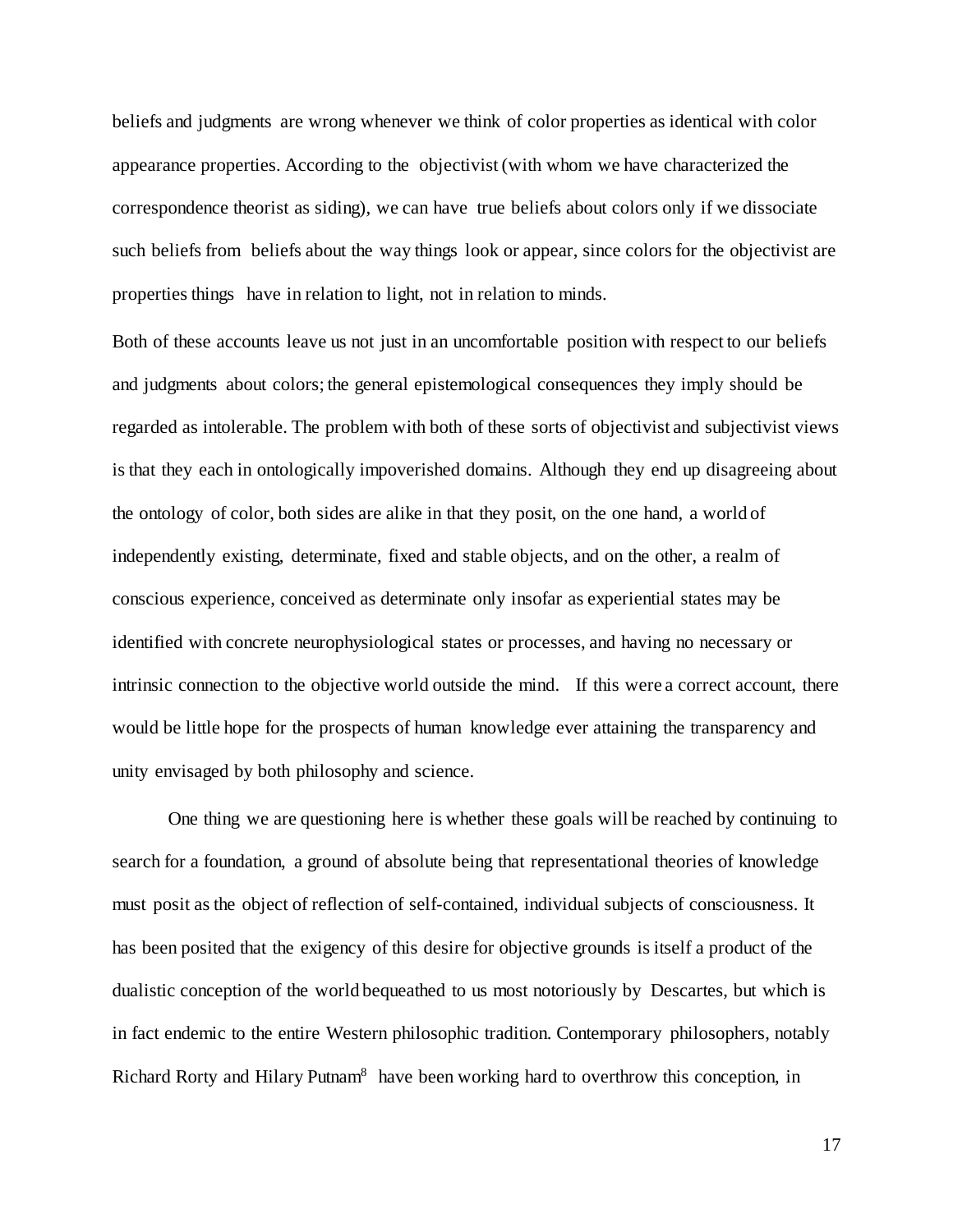beliefs and judgments are wrong whenever we think of color properties as identical with color appearance properties. According to the objectivist (with whom we have characterized the correspondence theorist as siding), we can have true beliefs about colors only if we dissociate such beliefs from beliefs about the way things look or appear, since colors for the objectivist are properties things have in relation to light, not in relation to minds.

Both of these accounts leave us not just in an uncomfortable position with respect to our beliefs and judgments about colors; the general epistemological consequences they imply should be regarded as intolerable. The problem with both of these sorts of objectivist and subjectivist views is that they each in ontologically impoverished domains. Although they end up disagreeing about the ontology of color, both sides are alike in that they posit, on the one hand, a world of independently existing, determinate, fixed and stable objects, and on the other, a realm of conscious experience, conceived as determinate only insofar as experiential states may be identified with concrete neurophysiological states or processes, and having no necessary or intrinsic connection to the objective world outside the mind. If this were a correct account, there would be little hope for the prospects of human knowledge ever attaining the transparency and unity envisaged by both philosophy and science.

One thing we are questioning here is whether these goals will be reached by continuing to search for a foundation, a ground of absolute being that representational theories of knowledge must posit as the object of reflection of self-contained, individual subjects of consciousness. It has been posited that the exigency of this desire for objective grounds is itself a product of the dualistic conception of the world bequeathed to us most notoriously by Descartes, but which is in fact endemic to the entire Western philosophic tradition. Contemporary philosophers, notably Richard Rorty and Hilary Putnam[8] have been working hard to overthrow this conception, in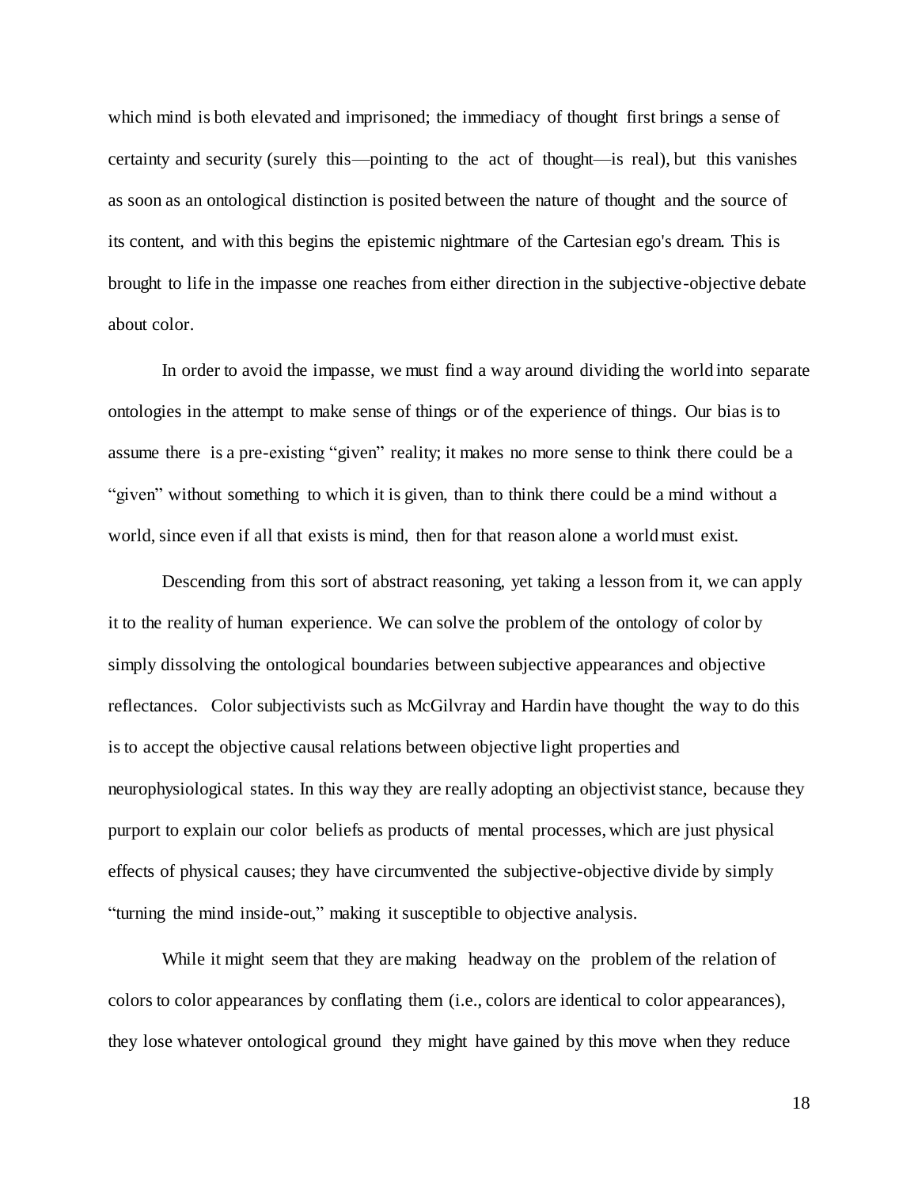which mind is both elevated and imprisoned; the immediacy of thought first brings a sense of certainty and security (surely this—pointing to the act of thought—is real), but this vanishes as soon as an ontological distinction is posited between the nature of thought and the source of its content, and with this begins the epistemic nightmare of the Cartesian ego's dream. This is brought to life in the impasse one reaches from either direction in the subjective-objective debate about color.

In order to avoid the impasse, we must find a way around dividing the world into separate ontologies in the attempt to make sense of things or of the experience of things. Our bias is to assume there is a pre-existing "given" reality; it makes no more sense to think there could be a "given" without something to which it is given, than to think there could be a mind without a world, since even if all that exists is mind, then for that reason alone a world must exist.

Descending from this sort of abstract reasoning, yet taking a lesson from it, we can apply it to the reality of human experience. We can solve the problem of the ontology of color by simply dissolving the ontological boundaries between subjective appearances and objective reflectances. Color subjectivists such as McGilvray and Hardin have thought the way to do this is to accept the objective causal relations between objective light properties and neurophysiological states. In this way they are really adopting an objectivist stance, because they purport to explain our color beliefs as products of mental processes, which are just physical effects of physical causes; they have circumvented the subjective-objective divide by simply "turning the mind inside-out," making it susceptible to objective analysis.

While it might seem that they are making headway on the problem of the relation of colors to color appearances by conflating them (i.e., colors are identical to color appearances), they lose whatever ontological ground they might have gained by this move when they reduce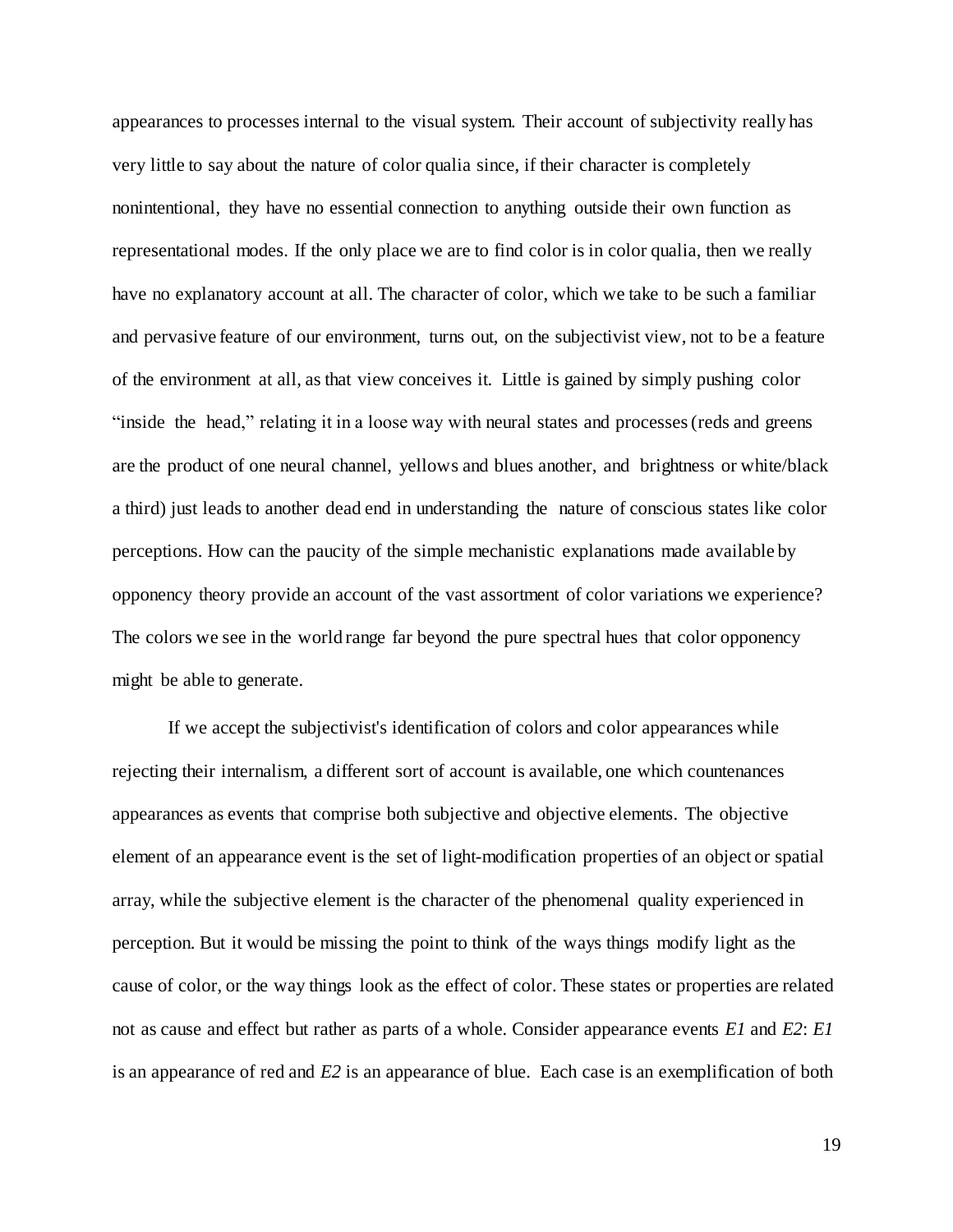appearances to processes internal to the visual system. Their account of subjectivity really has very little to say about the nature of color qualia since, if their character is completely nonintentional, they have no essential connection to anything outside their own function as representational modes. If the only place we are to find color is in color qualia, then we really have no explanatory account at all. The character of color, which we take to be such a familiar and pervasive feature of our environment, turns out, on the subjectivist view, not to be a feature of the environment at all, as that view conceives it. Little is gained by simply pushing color "inside the head," relating it in a loose way with neural states and processes (reds and greens are the product of one neural channel, yellows and blues another, and brightness or white/black a third) just leads to another dead end in understanding the nature of conscious states like color perceptions. How can the paucity of the simple mechanistic explanations made available by opponency theory provide an account of the vast assortment of color variations we experience? The colors we see in the world range far beyond the pure spectral hues that color opponency might be able to generate.

If we accept the subjectivist's identification of colors and color appearances while rejecting their internalism, a different sort of account is available, one which countenances appearances as events that comprise both subjective and objective elements. The objective element of an appearance event is the set of light-modification properties of an object or spatial array, while the subjective element is the character of the phenomenal quality experienced in perception. But it would be missing the point to think of the ways things modify light as the cause of color, or the way things look as the effect of color. These states or properties are related not as cause and effect but rather as parts of a whole. Consider appearance events *E1* and *E2*: *E1* is an appearance of red and *E2* is an appearance of blue. Each case is an exemplification of both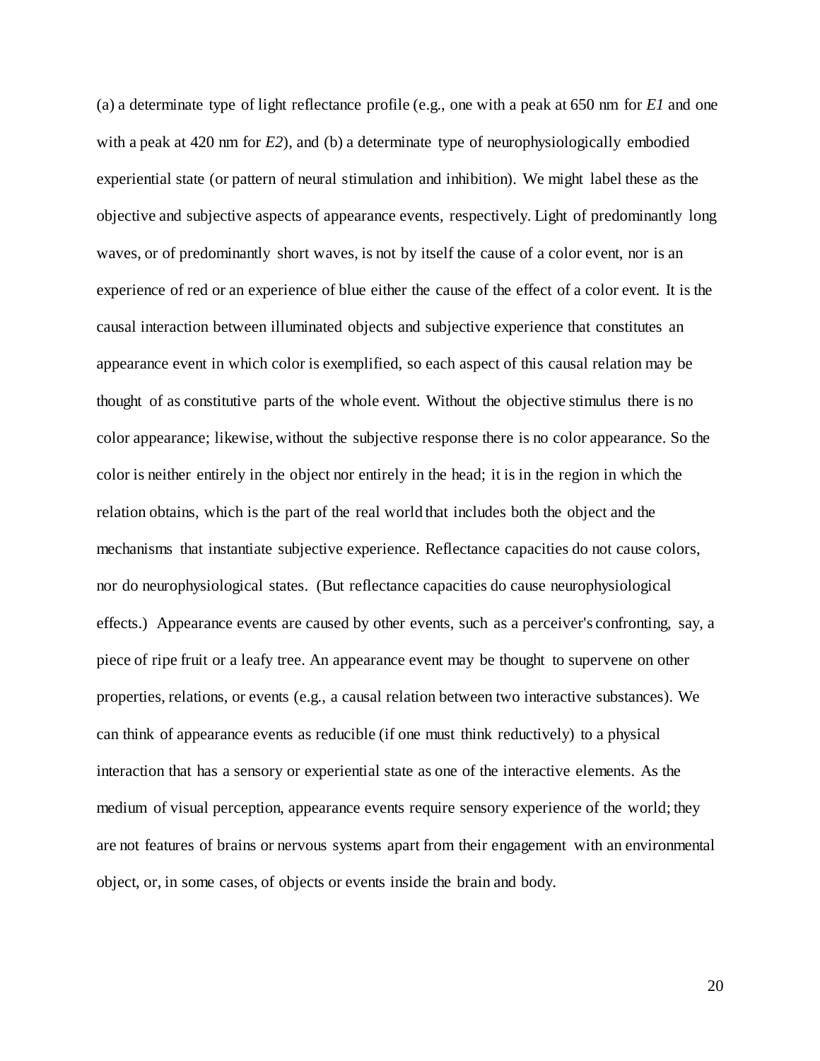(a) a determinate type of light reflectance profile (e.g., one with a peak at 650 nm for *E1* and one with a peak at 420 nm for *E2*), and (b) a determinate type of neurophysiologically embodied experiential state (or pattern of neural stimulation and inhibition). We might label these as the objective and subjective aspects of appearance events, respectively. Light of predominantly long waves, or of predominantly short waves, is not by itself the cause of a color event, nor is an experience of red or an experience of blue either the cause of the effect of a color event. It is the causal interaction between illuminated objects and subjective experience that constitutes an appearance event in which color is exemplified, so each aspect of this causal relation may be thought of as constitutive parts of the whole event. Without the objective stimulus there is no color appearance; likewise, without the subjective response there is no color appearance. So the color is neither entirely in the object nor entirely in the head; it is in the region in which the relation obtains, which is the part of the real world that includes both the object and the mechanisms that instantiate subjective experience. Reflectance capacities do not cause colors, nor do neurophysiological states. (But reflectance capacities do cause neurophysiological effects.) Appearance events are caused by other events, such as a perceiver's confronting, say, a piece of ripe fruit or a leafy tree. An appearance event may be thought to supervene on other properties, relations, or events (e.g., a causal relation between two interactive substances). We can think of appearance events as reducible (if one must think reductively) to a physical interaction that has a sensory or experiential state as one of the interactive elements. As the medium of visual perception, appearance events require sensory experience of the world; they are not features of brains or nervous systems apart from their engagement with an environmental object, or, in some cases, of objects or events inside the brain and body.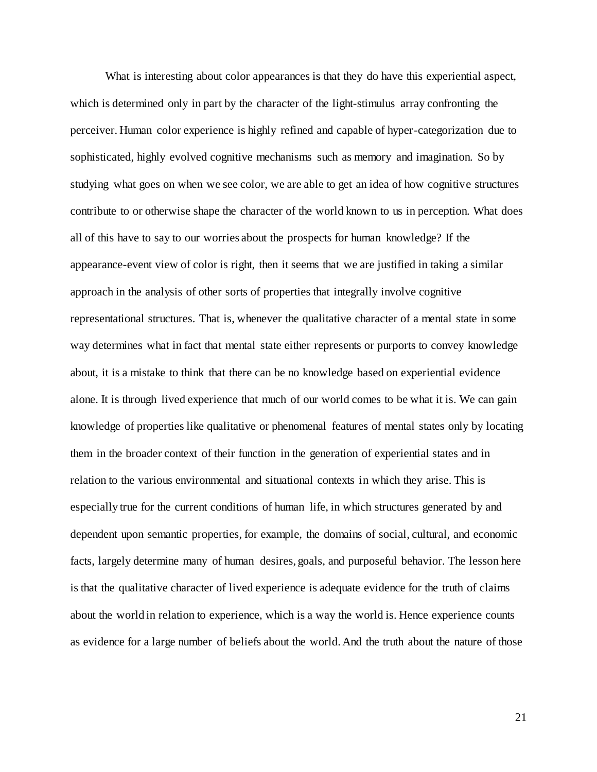What is interesting about color appearances is that they do have this experiential aspect, which is determined only in part by the character of the light-stimulus array confronting the perceiver. Human color experience is highly refined and capable of hyper-categorization due to sophisticated, highly evolved cognitive mechanisms such as memory and imagination. So by studying what goes on when we see color, we are able to get an idea of how cognitive structures contribute to or otherwise shape the character of the world known to us in perception. What does all of this have to say to our worries about the prospects for human knowledge? If the appearance-event view of color is right, then it seems that we are justified in taking a similar approach in the analysis of other sorts of properties that integrally involve cognitive representational structures. That is, whenever the qualitative character of a mental state in some way determines what in fact that mental state either represents or purports to convey knowledge about, it is a mistake to think that there can be no knowledge based on experiential evidence alone. It is through lived experience that much of our world comes to be what it is. We can gain knowledge of properties like qualitative or phenomenal features of mental states only by locating them in the broader context of their function in the generation of experiential states and in relation to the various environmental and situational contexts in which they arise. This is especially true for the current conditions of human life, in which structures generated by and dependent upon semantic properties, for example, the domains of social, cultural, and economic facts, largely determine many of human desires, goals, and purposeful behavior. The lesson here is that the qualitative character of lived experience is adequate evidence for the truth of claims about the world in relation to experience, which is a way the world is. Hence experience counts as evidence for a large number of beliefs about the world. And the truth about the nature of those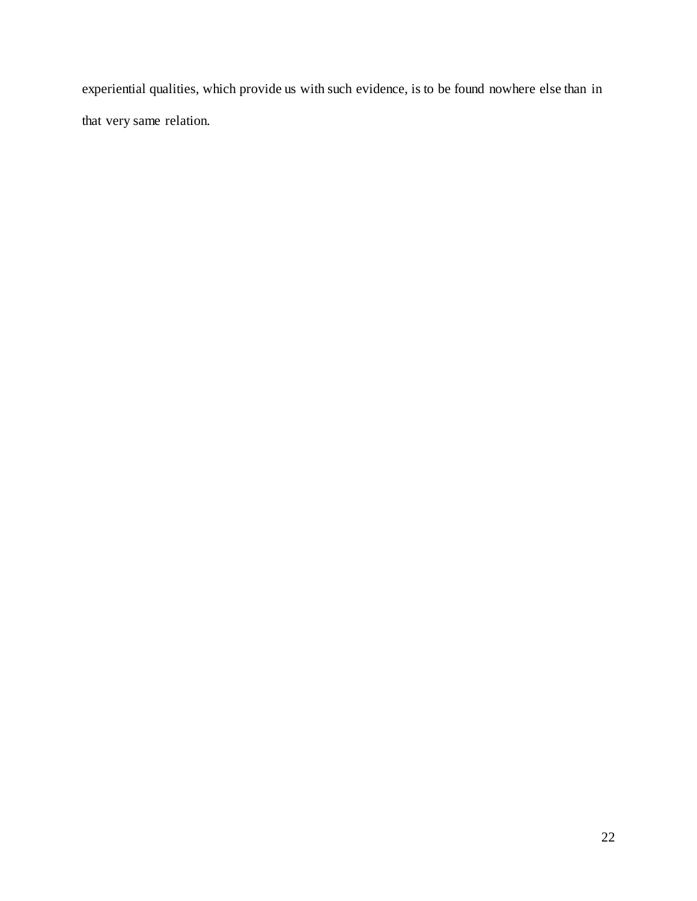experiential qualities, which provide us with such evidence, is to be found nowhere else than in that very same relation.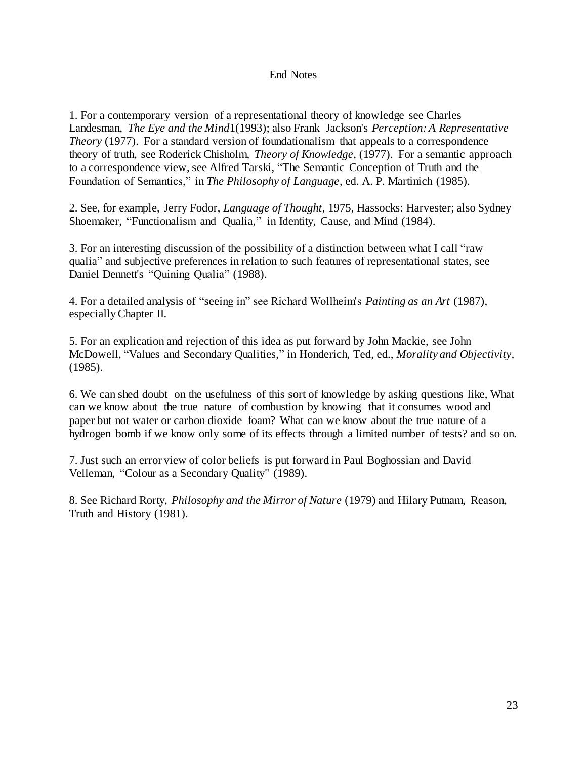## End Notes

1. For a contemporary version of a representational theory of knowledge see Charles Landesman, *The Eye and the Mind*1(1993); also Frank Jackson's *Perception: A Representative Theory* (1977). For a standard version of foundationalism that appeals to a correspondence theory of truth, see Roderick Chisholm, *Theory of Knowledge*, (1977). For a semantic approach to a correspondence view, see Alfred Tarski, "The Semantic Conception of Truth and the Foundation of Semantics," in *The Philosophy of Language*, ed. A. P. Martinich (1985).

2. See, for example, Jerry Fodor, *Language of Thought*, 1975, Hassocks: Harvester; also Sydney Shoemaker, "Functionalism and Qualia," in Identity, Cause, and Mind (1984).

3. For an interesting discussion of the possibility of a distinction between what I call "raw qualia" and subjective preferences in relation to such features of representational states, see Daniel Dennett's "Quining Qualia" (1988).

4. For a detailed analysis of "seeing in" see Richard Wollheim's *Painting as an Art* (1987), especially Chapter II.

5. For an explication and rejection of this idea as put forward by John Mackie, see John McDowell, "Values and Secondary Qualities," in Honderich, Ted, ed., *Morality and Objectivity*, (1985).

6. We can shed doubt on the usefulness of this sort of knowledge by asking questions like, What can we know about the true nature of combustion by knowing that it consumes wood and paper but not water or carbon dioxide foam? What can we know about the true nature of a hydrogen bomb if we know only some of its effects through a limited number of tests? and so on.

7. Just such an error view of color beliefs is put forward in Paul Boghossian and David Velleman, "Colour as a Secondary Quality" (1989).

8. See Richard Rorty, *Philosophy and the Mirror of Nature* (1979) and Hilary Putnam, Reason, Truth and History (1981).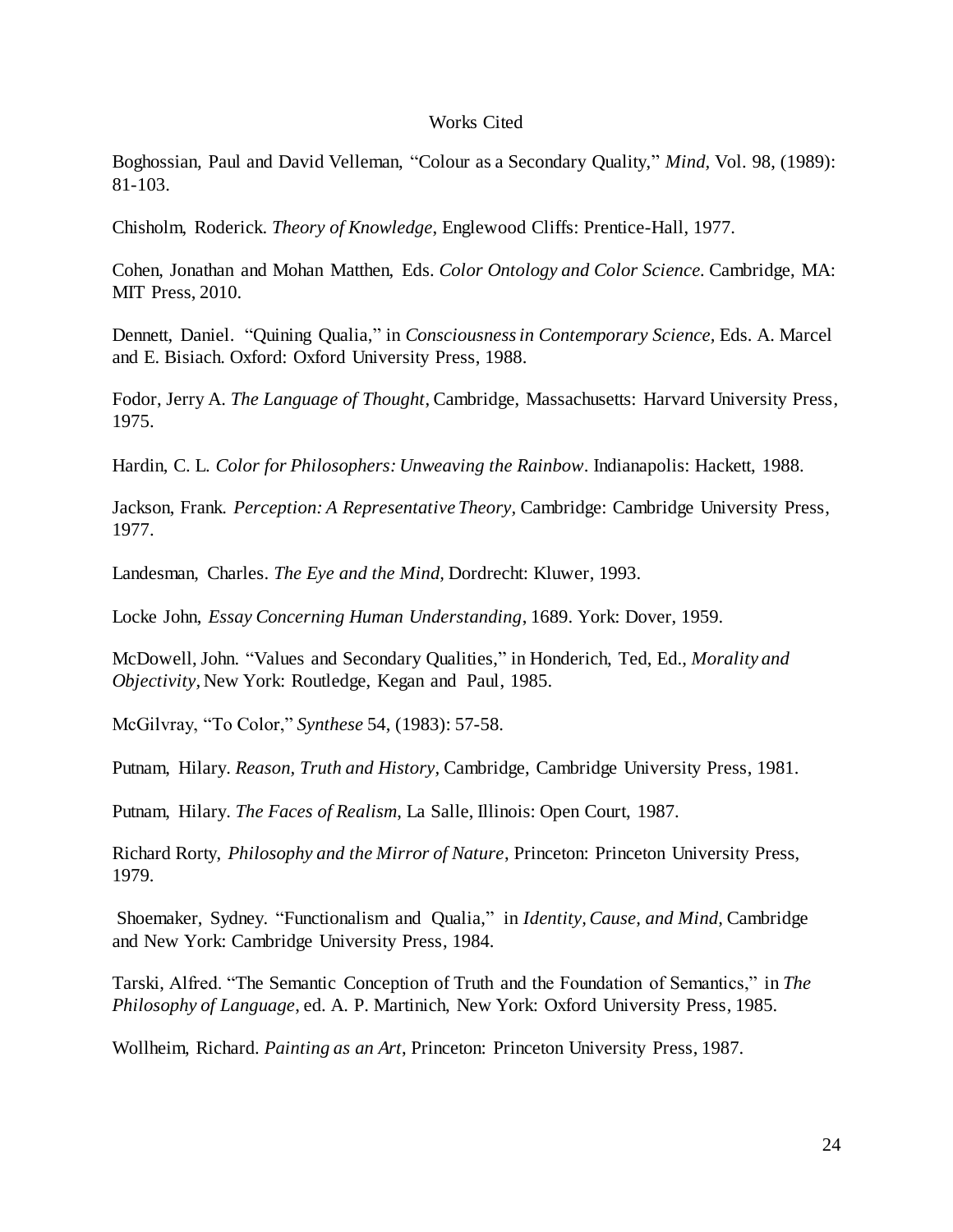# Works Cited

Boghossian, Paul and David Velleman, "Colour as a Secondary Quality," *Mind*, Vol. 98, (1989): 81-103.

Chisholm, Roderick. *Theory of Knowledge*, Englewood Cliffs: Prentice-Hall, 1977.

Cohen, Jonathan and Mohan Matthen, Eds. *Color Ontology and Color Science*. Cambridge, MA: MIT Press, 2010.

Dennett, Daniel. "Quining Qualia," in *Consciousness in Contemporary Science*, Eds. A. Marcel and E. Bisiach. Oxford: Oxford University Press, 1988.

Fodor, Jerry A. *The Language of Thought*, Cambridge, Massachusetts: Harvard University Press, 1975.

Hardin, C. L. *Color for Philosophers: Unweaving the Rainbow*. Indianapolis: Hackett, 1988.

Jackson, Frank. *Perception: A Representative Theory*, Cambridge: Cambridge University Press, 1977.

Landesman, Charles. *The Eye and the Mind*, Dordrecht: Kluwer, 1993.

Locke John, *Essay Concerning Human Understanding*, 1689. York: Dover, 1959.

McDowell, John. "Values and Secondary Qualities," in Honderich, Ted, Ed., *Morality and Objectivity*, New York: Routledge, Kegan and Paul, 1985.

McGilvray, "To Color," *Synthese* 54, (1983): 57-58.

Putnam, Hilary. *Reason, Truth and History*, Cambridge, Cambridge University Press, 1981.

Putnam, Hilary. *The Faces of Realism*, La Salle, Illinois: Open Court, 1987.

Richard Rorty, *Philosophy and the Mirror of Nature*, Princeton: Princeton University Press, 1979.

Shoemaker, Sydney. "Functionalism and Qualia," in *Identity, Cause, and Mind*, Cambridge and New York: Cambridge University Press, 1984.

Tarski, Alfred. "The Semantic Conception of Truth and the Foundation of Semantics," in *The Philosophy of Language*, ed. A. P. Martinich, New York: Oxford University Press, 1985.

Wollheim, Richard. *Painting as an Art*, Princeton: Princeton University Press, 1987.